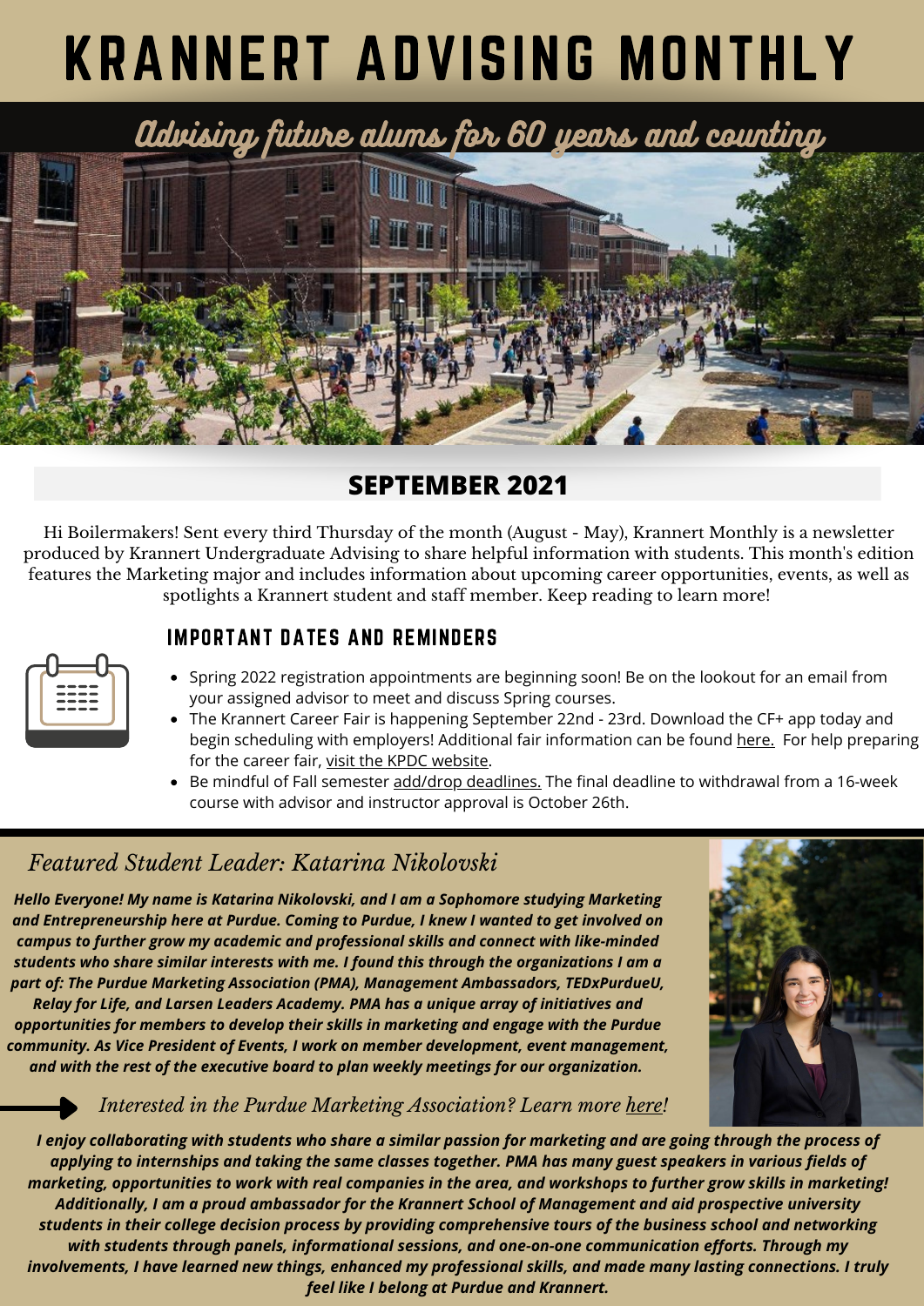# KRANNERT ADVISING MONTHLY

*Advising future alums for 60 years and counting*

## SEPTEMBER 2021

Hi Boilermakers! Sent every third Thursday of the month (August - May), Krannert Monthly is a newsletter produced by Krannert Undergraduate Advising to share helpful information with students. This month's edition features the Marketing major and includes information about upcoming career opportunities, events, as well as spotlights a Krannert student and staff member. Keep reading to learn more!

### IMPORTANT DATES AND REMINDERS

- Spring 2022 registration appointments are beginning soon! Be on the lookout for an email from your assigned advisor to meet and discuss Spring courses.
- The Krannert Career Fair is happening September 22nd - 23rd. Download the CF+ app today and begin scheduling with employers! Additional fair information can be found here. For help preparing for the career fair, visit the KPDC website.
- Be mindful of Fall semester add/drop deadlines. The final deadline to withdrawal from a 16-week course with advisor and instructor approval is October 26th.

### *Featured Student Leader: Katarina Nikolovski*

***Hello Everyone! My name is Katarina Nikolovski, and I am a Sophomore studying Marketing and Entrepreneurship here at Purdue. Coming to Purdue, I knew I wanted to get involved on campus to further grow my academic and professional skills and connect with like-minded students who share similar interests with me. I found this through the organizations I am a part of: The Purdue Marketing Association (PMA), Management Ambassadors, TEDxPurdueU, Relay for Life, and Larsen Leaders Academy. PMA has a unique array of initiatives and opportunities for members to develop their skills in marketing and engage with the Purdue community. As Vice President of Events, I work on member development, event management, and with the rest of the executive board to plan weekly meetings for our organization.***

*Interested in the Purdue Marketing Association? Learn more here!*

***I enjoy collaborating with students who share a similar passion for marketing and are going through the process of applying to internships and taking the same classes together. PMA has many guest speakers in various fields of marketing, opportunities to work with real companies in the area, and workshops to further grow skills in marketing! Additionally, I am a proud ambassador for the Krannert School of Management and aid prospective university students in their college decision process by providing comprehensive tours of the business school and networking with students through panels, informational sessions, and one-on-one communication efforts. Through my involvements, I have learned new things, enhanced my professional skills, and made many lasting connections. I truly feel like I belong at Purdue and Krannert.***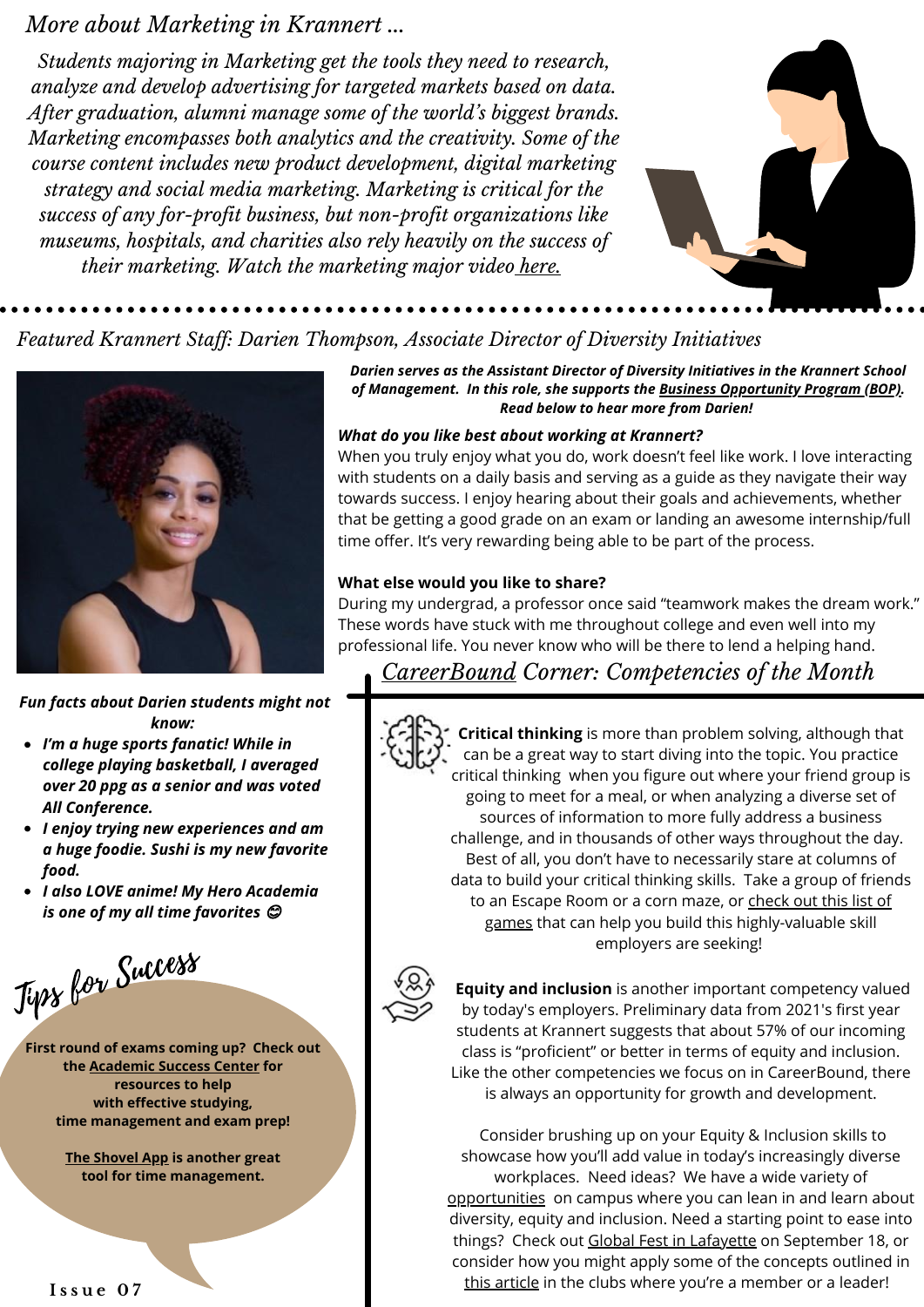## *More about Marketing in Krannert ...*

*Students majoring in Marketing get the tools they need to research, analyze and develop advertising for targeted markets based on data. After graduation, alumni manage some of the world's biggest brands. Marketing encompasses both analytics and the creativity. Some of the course content includes new product development, digital marketing strategy and social media marketing. Marketing is critical for the success of any for-profit business, but non-profit organizations like museums, hospitals, and charities also rely heavily on the success of their marketing. Watch the marketing major video here.*

## *Featured Krannert Staff: Darien Thompson, Associate Director of Diversity Initiatives*

***Darien serves as the Assistant Director of Diversity Initiatives in the Krannert School of Management. In this role, she supports the Business Opportunity Program (BOP). Read below to hear more from Darien!***

***What do you like best about working at Krannert?***

When you truly enjoy what you do, work doesn't feel like work. I love interacting with students on a daily basis and serving as a guide as they navigate their way towards success. I enjoy hearing about their goals and achievements, whether that be getting a good grade on an exam or landing an awesome internship/full time offer. It's very rewarding being able to be part of the process.

**What else would you like to share?**

During my undergrad, a professor once said "teamwork makes the dream work." These words have stuck with me throughout college and even well into my professional life. You never know who will be there to lend a helping hand.

***Fun facts about Darien students might not know:***

- ***I'm a huge sports fanatic! While in college playing basketball, I averaged over 20 ppg as a senior and was voted All Conference.***
- ***I enjoy trying new experiences and am a huge foodie. Sushi is my new favorite food.***
- ***I also LOVE anime! My Hero Academia is one of my all time favorites 😊***

## Tips for Success

**First round of exams coming up? Check out the Academic Success Center for resources to help with effective studying, time management and exam prep!**

**The Shovel App is another great tool for time management.**

## *CareerBound Corner: Competencies of the Month*

**Critical thinking** is more than problem solving, although that can be a great way to start diving into the topic. You practice critical thinking when you figure out where your friend group is going to meet for a meal, or when analyzing a diverse set of sources of information to more fully address a business challenge, and in thousands of other ways throughout the day. Best of all, you don't have to necessarily stare at columns of data to build your critical thinking skills. Take a group of friends to an Escape Room or a corn maze, or check out this list of games that can help you build this highly-valuable skill employers are seeking!

**Equity and inclusion** is another important competency valued by today's employers. Preliminary data from 2021's first year students at Krannert suggests that about 57% of our incoming class is "proficient" or better in terms of equity and inclusion. Like the other competencies we focus on in CareerBound, there is always an opportunity for growth and development.

Consider brushing up on your Equity & Inclusion skills to showcase how you'll add value in today's increasingly diverse workplaces. Need ideas? We have a wide variety of opportunities on campus where you can lean in and learn about diversity, equity and inclusion. Need a starting point to ease into things? Check out Global Fest in Lafayette on September 18, or consider how you might apply some of the concepts outlined in this article in the clubs where you're a member or a leader!

**Issue 07**